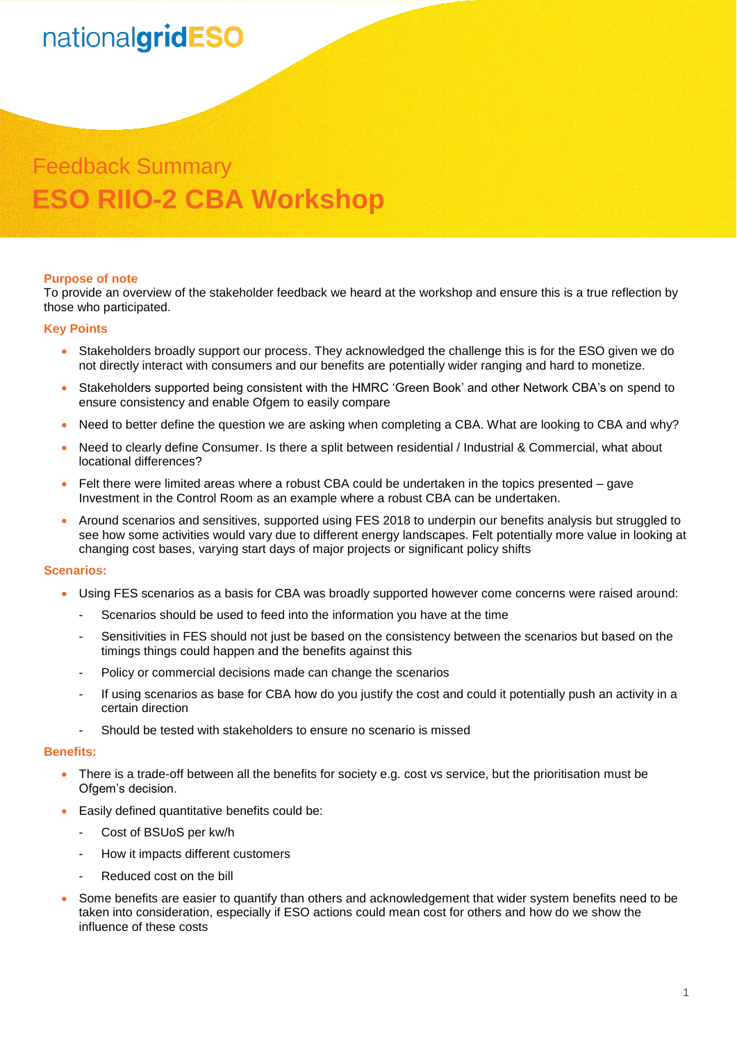nationalgridESO

## Feedback Summary

# ESO RIIO-2 CBA Workshop

**Purpose of note**

To provide an overview of the stakeholder feedback we heard at the workshop and ensure this is a true reflection by those who participated.

**Key Points**

- Stakeholders broadly support our process. They acknowledged the challenge this is for the ESO given we do not directly interact with consumers and our benefits are potentially wider ranging and hard to monetize.
- Stakeholders supported being consistent with the HMRC 'Green Book' and other Network CBA's on spend to ensure consistency and enable Ofgem to easily compare
- Need to better define the question we are asking when completing a CBA. What are looking to CBA and why?
- Need to clearly define Consumer. Is there a split between residential / Industrial & Commercial, what about locational differences?
- Felt there were limited areas where a robust CBA could be undertaken in the topics presented – gave Investment in the Control Room as an example where a robust CBA can be undertaken.
- Around scenarios and sensitives, supported using FES 2018 to underpin our benefits analysis but struggled to see how some activities would vary due to different energy landscapes. Felt potentially more value in looking at changing cost bases, varying start days of major projects or significant policy shifts

**Scenarios:**

- Using FES scenarios as a basis for CBA was broadly supported however come concerns were raised around:
  - Scenarios should be used to feed into the information you have at the time
  - Sensitivities in FES should not just be based on the consistency between the scenarios but based on the timings things could happen and the benefits against this
  - Policy or commercial decisions made can change the scenarios
  - If using scenarios as base for CBA how do you justify the cost and could it potentially push an activity in a certain direction
  - Should be tested with stakeholders to ensure no scenario is missed

**Benefits:**

- There is a trade-off between all the benefits for society e.g. cost vs service, but the prioritisation must be Ofgem's decision.
- Easily defined quantitative benefits could be:
  - Cost of BSUoS per kw/h
  - How it impacts different customers
  - Reduced cost on the bill
- Some benefits are easier to quantify than others and acknowledgement that wider system benefits need to be taken into consideration, especially if ESO actions could mean cost for others and how do we show the influence of these costs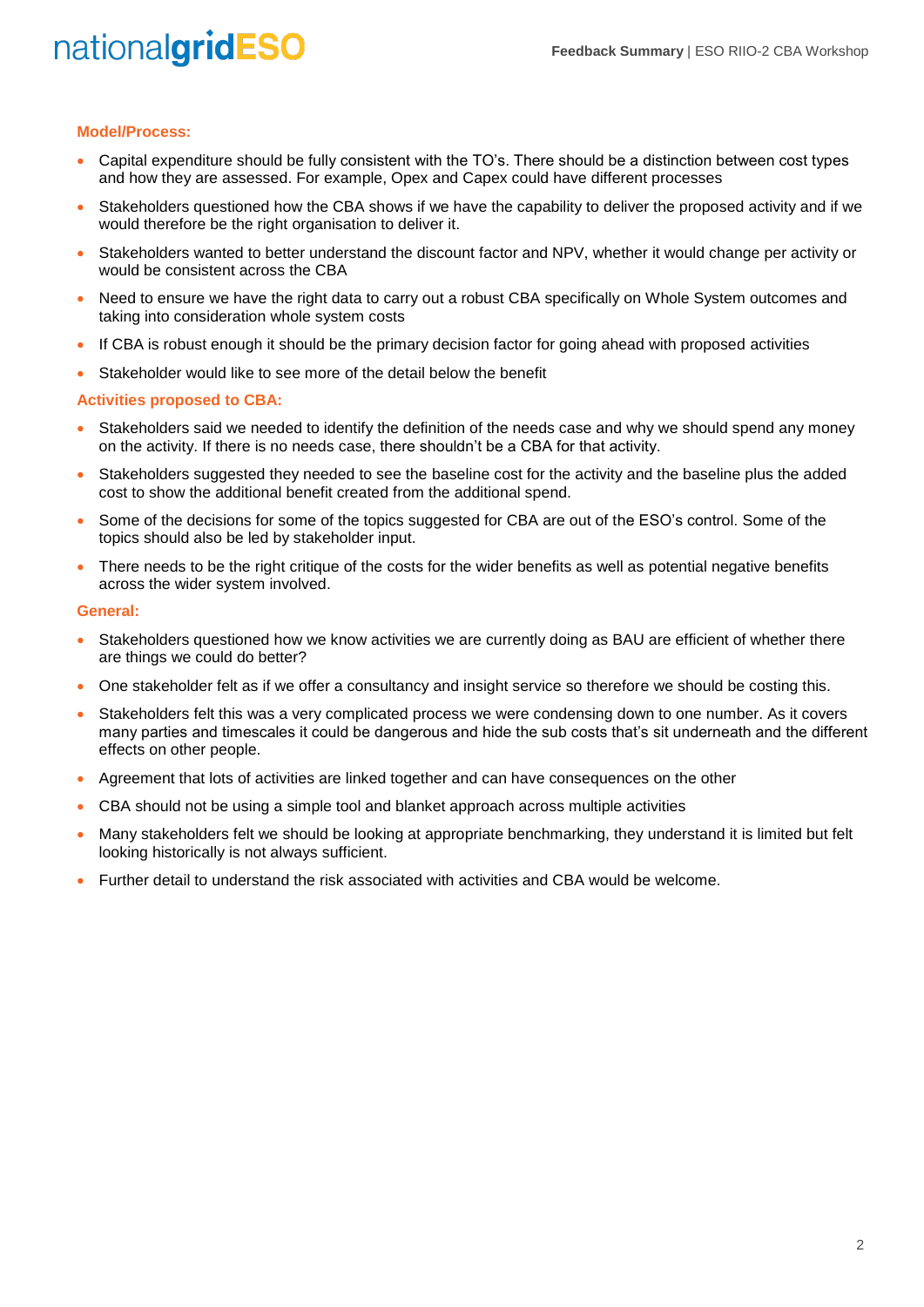### Model/Process:

- Capital expenditure should be fully consistent with the TO's. There should be a distinction between cost types and how they are assessed. For example, Opex and Capex could have different processes
- Stakeholders questioned how the CBA shows if we have the capability to deliver the proposed activity and if we would therefore be the right organisation to deliver it.
- Stakeholders wanted to better understand the discount factor and NPV, whether it would change per activity or would be consistent across the CBA
- Need to ensure we have the right data to carry out a robust CBA specifically on Whole System outcomes and taking into consideration whole system costs
- If CBA is robust enough it should be the primary decision factor for going ahead with proposed activities
- Stakeholder would like to see more of the detail below the benefit

### Activities proposed to CBA:

- Stakeholders said we needed to identify the definition of the needs case and why we should spend any money on the activity. If there is no needs case, there shouldn't be a CBA for that activity.
- Stakeholders suggested they needed to see the baseline cost for the activity and the baseline plus the added cost to show the additional benefit created from the additional spend.
- Some of the decisions for some of the topics suggested for CBA are out of the ESO's control. Some of the topics should also be led by stakeholder input.
- There needs to be the right critique of the costs for the wider benefits as well as potential negative benefits across the wider system involved.

### General:

- Stakeholders questioned how we know activities we are currently doing as BAU are efficient of whether there are things we could do better?
- One stakeholder felt as if we offer a consultancy and insight service so therefore we should be costing this.
- Stakeholders felt this was a very complicated process we were condensing down to one number. As it covers many parties and timescales it could be dangerous and hide the sub costs that's sit underneath and the different effects on other people.
- Agreement that lots of activities are linked together and can have consequences on the other
- CBA should not be using a simple tool and blanket approach across multiple activities
- Many stakeholders felt we should be looking at appropriate benchmarking, they understand it is limited but felt looking historically is not always sufficient.
- Further detail to understand the risk associated with activities and CBA would be welcome.